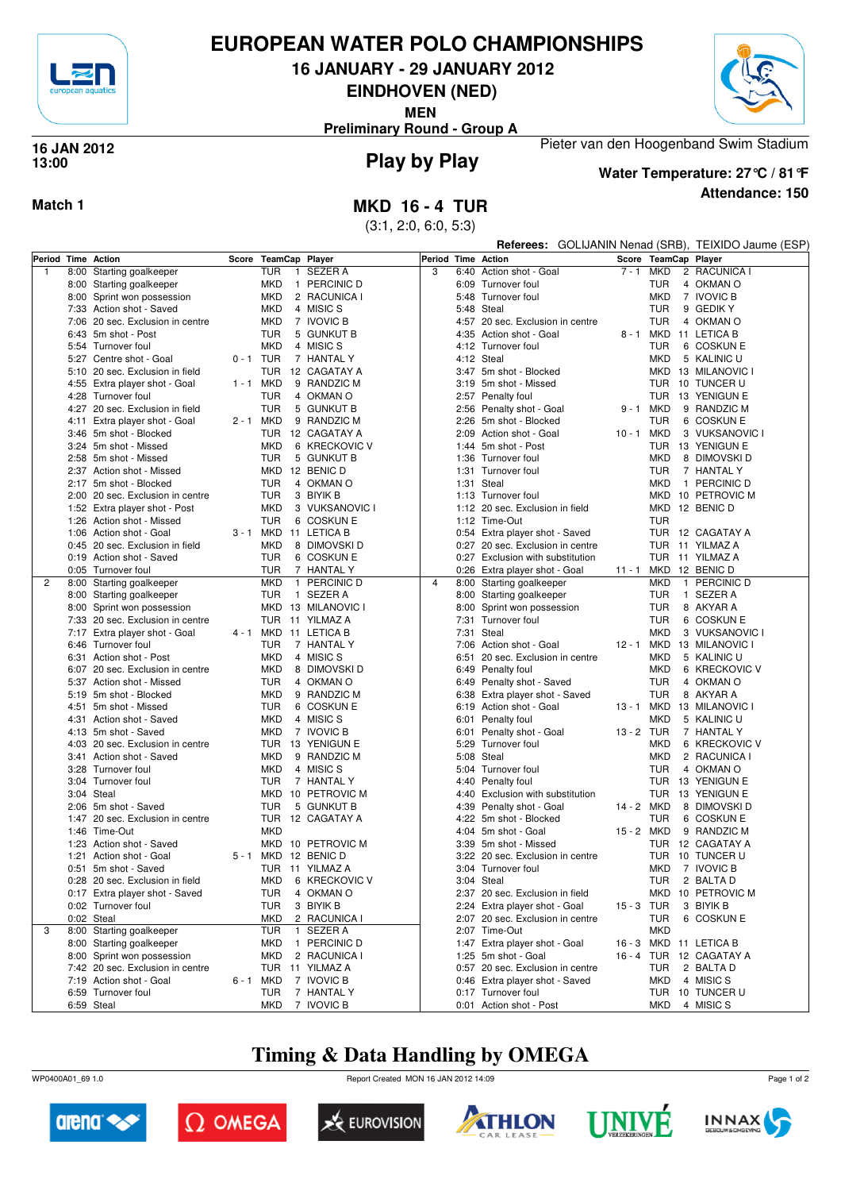# EUROPEAN WATER POLO CHAMPIONSHIPS

## 16 JANUARY - 29 JANUARY 2012

## EINDHOVEN (NED)

**MEN**

**Preliminary Round - Group A**

**16 JAN 2012**
**13:00**

## Play by Play

Pieter van den Hoogenband Swim Stadium

**Water Temperature: 27°C / 81°F**

**Attendance: 150**

**Match 1**

## MKD 16 - 4 TUR

(3:1, 2:0, 6:0, 5:3)

**Referees:** GOLIJANIN Nenad (SRB), TEIXIDO Jaume (ESP)

| Period | Time | Action | Score | TeamCap | | Player |
|---|---|---|---|---|---|---|
| 1 | 8:00 | Starting goalkeeper | | TUR | 1 | SEZER A |
| | 8:00 | Starting goalkeeper | | MKD | 1 | PERCINIC D |
| | 8:00 | Sprint won possession | | MKD | 2 | RACUNICA I |
| | 7:33 | Action shot - Saved | | MKD | 4 | MISIC S |
| | 7:06 | 20 sec. Exclusion in centre | | MKD | 7 | IVOVIC B |
| | 6:43 | 5m shot - Post | | TUR | 5 | GUNKUT B |
| | 5:54 | Turnover foul | | MKD | 4 | MISIC S |
| | 5:27 | Centre shot - Goal | 0 - 1 | TUR | 7 | HANTAL Y |
| | 5:10 | 20 sec. Exclusion in field | | TUR | 12 | CAGATAY A |
| | 4:55 | Extra player shot - Goal | 1 - 1 | MKD | 9 | RANDZIC M |
| | 4:28 | Turnover foul | | TUR | 4 | OKMAN O |
| | 4:27 | 20 sec. Exclusion in field | | TUR | 5 | GUNKUT B |
| | 4:11 | Extra player shot - Goal | 2 - 1 | MKD | 9 | RANDZIC M |
| | 3:46 | 5m shot - Blocked | | TUR | 12 | CAGATAY A |
| | 3:24 | 5m shot - Missed | | MKD | 6 | KRECKOVIC V |
| | 2:58 | 5m shot - Missed | | TUR | 5 | GUNKUT B |
| | 2:37 | Action shot - Missed | | MKD | 12 | BENIC D |
| | 2:17 | 5m shot - Blocked | | TUR | 4 | OKMAN O |
| | 2:00 | 20 sec. Exclusion in centre | | TUR | 3 | BIYIK B |
| | 1:52 | Extra player shot - Post | | MKD | 3 | VUKSANOVIC I |
| | 1:26 | Action shot - Missed | | TUR | 6 | COSKUN E |
| | 1:06 | Action shot - Goal | 3 - 1 | MKD | 11 | LETICA B |
| | 0:45 | 20 sec. Exclusion in field | | MKD | 8 | DIMOVSKI D |
| | 0:19 | Action shot - Saved | | TUR | 6 | COSKUN E |
| | 0:05 | Turnover foul | | TUR | 7 | HANTAL Y |
| 2 | 8:00 | Starting goalkeeper | | MKD | 1 | PERCINIC D |
| | 8:00 | Starting goalkeeper | | TUR | 1 | SEZER A |
| | 8:00 | Sprint won possession | | MKD | 13 | MILANOVIC I |
| | 7:33 | 20 sec. Exclusion in centre | | TUR | 11 | YILMAZ A |
| | 7:17 | Extra player shot - Goal | 4 - 1 | MKD | 11 | LETICA B |
| | 6:46 | Turnover foul | | TUR | 7 | HANTAL Y |
| | 6:31 | Action shot - Post | | MKD | 4 | MISIC S |
| | 6:07 | 20 sec. Exclusion in centre | | MKD | 8 | DIMOVSKI D |
| | 5:37 | Action shot - Missed | | TUR | 4 | OKMAN O |
| | 5:19 | 5m shot - Blocked | | MKD | 9 | RANDZIC M |
| | 4:51 | 5m shot - Missed | | TUR | 6 | COSKUN E |
| | 4:31 | Action shot - Saved | | MKD | 4 | MISIC S |
| | 4:13 | 5m shot - Saved | | MKD | 7 | IVOVIC B |
| | 4:03 | 20 sec. Exclusion in centre | | TUR | 13 | YENIGUN E |
| | 3:41 | Action shot - Saved | | MKD | 9 | RANDZIC M |
| | 3:28 | Turnover foul | | MKD | 4 | MISIC S |
| | 3:04 | Turnover foul | | TUR | 7 | HANTAL Y |
| | 3:04 | Steal | | MKD | 10 | PETROVIC M |
| | 2:06 | 5m shot - Saved | | TUR | 5 | GUNKUT B |
| | 1:47 | 20 sec. Exclusion in centre | | TUR | 12 | CAGATAY A |
| | 1:46 | Time-Out | | MKD | | |
| | 1:23 | Action shot - Saved | | MKD | 10 | PETROVIC M |
| | 1:21 | Action shot - Goal | 5 - 1 | MKD | 12 | BENIC D |
| | 0:51 | 5m shot - Saved | | TUR | 11 | YILMAZ A |
| | 0:28 | 20 sec. Exclusion in field | | MKD | 6 | KRECKOVIC V |
| | 0:17 | Extra player shot - Saved | | TUR | 4 | OKMAN O |
| | 0:02 | Turnover foul | | TUR | 3 | BIYIK B |
| | 0:02 | Steal | | MKD | 2 | RACUNICA I |
| 3 | 8:00 | Starting goalkeeper | | TUR | 1 | SEZER A |
| | 8:00 | Starting goalkeeper | | MKD | 1 | PERCINIC D |
| | 8:00 | Sprint won possession | | MKD | 2 | RACUNICA I |
| | 7:42 | 20 sec. Exclusion in centre | | TUR | 11 | YILMAZ A |
| | 7:19 | Action shot - Goal | 6 - 1 | MKD | 7 | IVOVIC B |
| | 6:59 | Turnover foul | | TUR | 7 | HANTAL Y |
| | 6:59 | Steal | | MKD | 7 | IVOVIC B |
| 3 | 6:40 | Action shot - Goal | 7 - 1 | MKD | 2 | RACUNICA I |
| | 6:09 | Turnover foul | | TUR | 4 | OKMAN O |
| | 5:48 | Turnover foul | | MKD | 7 | IVOVIC B |
| | 5:48 | Steal | | TUR | 9 | GEDIK Y |
| | 4:57 | 20 sec. Exclusion in centre | | TUR | 4 | OKMAN O |
| | 4:35 | Action shot - Goal | 8 - 1 | MKD | 11 | LETICA B |
| | 4:12 | Turnover foul | | TUR | 6 | COSKUN E |
| | 4:12 | Steal | | MKD | 5 | KALINIC U |
| | 3:47 | 5m shot - Blocked | | MKD | 13 | MILANOVIC I |
| | 3:19 | 5m shot - Missed | | TUR | 10 | TUNCER U |
| | 2:57 | Penalty foul | | TUR | 13 | YENIGUN E |
| | 2:56 | Penalty shot - Goal | 9 - 1 | MKD | 9 | RANDZIC M |
| | 2:26 | 5m shot - Blocked | | TUR | 6 | COSKUN E |
| | 2:09 | Action shot - Goal | 10 - 1 | MKD | 3 | VUKSANOVIC I |
| | 1:44 | 5m shot - Post | | TUR | 13 | YENIGUN E |
| | 1:36 | Turnover foul | | MKD | 8 | DIMOVSKI D |
| | 1:31 | Turnover foul | | TUR | 7 | HANTAL Y |
| | 1:31 | Steal | | MKD | 1 | PERCINIC D |
| | 1:13 | Turnover foul | | MKD | 10 | PETROVIC M |
| | 1:12 | 20 sec. Exclusion in field | | MKD | 12 | BENIC D |
| | 1:12 | Time-Out | | TUR | | |
| | 0:54 | Extra player shot - Saved | | TUR | 12 | CAGATAY A |
| | 0:27 | 20 sec. Exclusion in centre | | TUR | 11 | YILMAZ A |
| | 0:27 | Exclusion with substitution | | TUR | 11 | YILMAZ A |
| | 0:26 | Extra player shot - Goal | 11 - 1 | MKD | 12 | BENIC D |
| 4 | 8:00 | Starting goalkeeper | | MKD | 1 | PERCINIC D |
| | 8:00 | Starting goalkeeper | | TUR | 1 | SEZER A |
| | 8:00 | Sprint won possession | | TUR | 8 | AKYAR A |
| | 7:31 | Turnover foul | | TUR | 6 | COSKUN E |
| | 7:31 | Steal | | MKD | 3 | VUKSANOVIC I |
| | 7:06 | Action shot - Goal | 12 - 1 | MKD | 13 | MILANOVIC I |
| | 6:51 | 20 sec. Exclusion in centre | | MKD | 5 | KALINIC U |
| | 6:49 | Penalty foul | | MKD | 6 | KRECKOVIC V |
| | 6:49 | Penalty shot - Saved | | TUR | 4 | OKMAN O |
| | 6:38 | Extra player shot - Saved | | TUR | 8 | AKYAR A |
| | 6:19 | Action shot - Goal | 13 - 1 | MKD | 13 | MILANOVIC I |
| | 6:01 | Penalty foul | | MKD | 5 | KALINIC U |
| | 6:01 | Penalty shot - Goal | 13 - 2 | TUR | 7 | HANTAL Y |
| | 5:29 | Turnover foul | | MKD | 6 | KRECKOVIC V |
| | 5:08 | Steal | | MKD | 2 | RACUNICA I |
| | 5:04 | Turnover foul | | TUR | 4 | OKMAN O |
| | 4:40 | Penalty foul | | TUR | 13 | YENIGUN E |
| | 4:40 | Exclusion with substitution | | TUR | 13 | YENIGUN E |
| | 4:39 | Penalty shot - Goal | 14 - 2 | MKD | 8 | DIMOVSKI D |
| | 4:22 | 5m shot - Blocked | | TUR | 6 | COSKUN E |
| | 4:04 | 5m shot - Goal | 15 - 2 | MKD | 9 | RANDZIC M |
| | 3:39 | 5m shot - Missed | | TUR | 12 | CAGATAY A |
| | 3:22 | 20 sec. Exclusion in centre | | TUR | 10 | TUNCER U |
| | 3:04 | Turnover foul | | MKD | 7 | IVOVIC B |
| | 3:04 | Steal | | TUR | 2 | BALTA D |
| | 2:37 | 20 sec. Exclusion in field | | MKD | 10 | PETROVIC M |
| | 2:24 | Extra player shot - Goal | 15 - 3 | TUR | 3 | BIYIK B |
| | 2:07 | 20 sec. Exclusion in centre | | TUR | 6 | COSKUN E |
| | 2:07 | Time-Out | | MKD | | |
| | 1:47 | Extra player shot - Goal | 16 - 3 | MKD | 11 | LETICA B |
| | 1:25 | 5m shot - Goal | 16 - 4 | TUR | 12 | CAGATAY A |
| | 0:57 | 20 sec. Exclusion in centre | | TUR | 2 | BALTA D |
| | 0:46 | Extra player shot - Saved | | MKD | 4 | MISIC S |
| | 0:17 | Turnover foul | | TUR | 10 | TUNCER U |
| | 0:01 | Action shot - Post | | MKD | 4 | MISIC S |

**Timing & Data Handling by OMEGA**

WP0400A01_69 1.0 Report Created MON 16 JAN 2012 14:09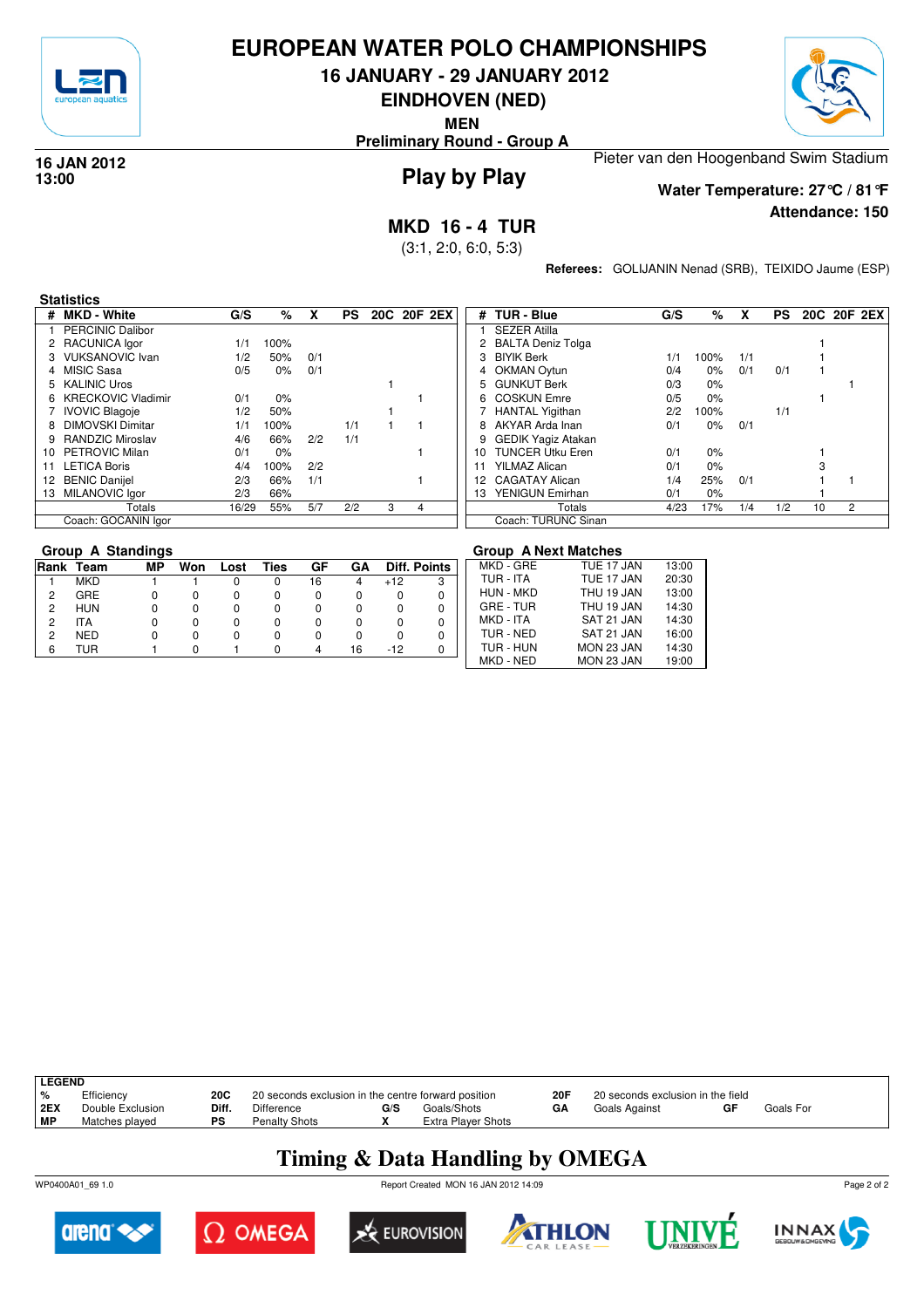# EUROPEAN WATER POLO CHAMPIONSHIPS

## 16 JANUARY - 29 JANUARY 2012

## EINDHOVEN (NED)

**MEN**

**Preliminary Round - Group A**

**16 JAN 2012**
**13:00**

## Play by Play

Pieter van den Hoogenband Swim Stadium

**Water Temperature: 27°C / 81°F**

**Attendance: 150**

### MKD 16 - 4 TUR

(3:1, 2:0, 6:0, 5:3)

**Referees:** GOLIJANIN Nenad (SRB), TEIXIDO Jaume (ESP)

### Statistics

| # | MKD - White | G/S | % | X | PS | 20C | 20F | 2EX |
|---|---|---|---|---|---|---|---|---|
| 1 | PERCINIC Dalibor | | | | | | | |
| 2 | RACUNICA Igor | 1/1 | 100% | | | | | |
| 3 | VUKSANOVIC Ivan | 1/2 | 50% | 0/1 | | | | |
| 4 | MISIC Sasa | 0/5 | 0% | 0/1 | | | | |
| 5 | KALINIC Uros | | | | | 1 | | |
| 6 | KRECKOVIC Vladimir | 0/1 | 0% | | | | 1 | |
| 7 | IVOVIC Blagoje | 1/2 | 50% | | | 1 | | |
| 8 | DIMOVSKI Dimitar | 1/1 | 100% | | 1/1 | 1 | 1 | |
| 9 | RANDZIC Miroslav | 4/6 | 66% | 2/2 | 1/1 | | | |
| 10 | PETROVIC Milan | 0/1 | 0% | | | | 1 | |
| 11 | LETICA Boris | 4/4 | 100% | 2/2 | | | | |
| 12 | BENIC Danijel | 2/3 | 66% | 1/1 | | | 1 | |
| 13 | MILANOVIC Igor | 2/3 | 66% | | | | | |
| | Totals | 16/29 | 55% | 5/7 | 2/2 | 3 | 4 | |
| | Coach: GOCANIN Igor | | | | | | | |

| # | TUR - Blue | G/S | % | X | PS | 20C | 20F | 2EX |
|---|---|---|---|---|---|---|---|---|
| 1 | SEZER Atilla | | | | | | | |
| 2 | BALTA Deniz Tolga | | | | | 1 | | |
| 3 | BIYIK Berk | 1/1 | 100% | 1/1 | | 1 | | |
| 4 | OKMAN Oytun | 0/4 | 0% | 0/1 | 0/1 | 1 | | |
| 5 | GUNKUT Berk | 0/3 | 0% | | | | 1 | |
| 6 | COSKUN Emre | 0/5 | 0% | | | 1 | | |
| 7 | HANTAL Yigithan | 2/2 | 100% | | 1/1 | | | |
| 8 | AKYAR Arda Inan | 0/1 | 0% | 0/1 | | | | |
| 9 | GEDIK Yagiz Atakan | | | | | | | |
| 10 | TUNCER Utku Eren | 0/1 | 0% | | | 1 | | |
| 11 | YILMAZ Alican | 0/1 | 0% | | | 3 | | |
| 12 | CAGATAY Alican | 1/4 | 25% | 0/1 | | 1 | 1 | |
| 13 | YENIGUN Emirhan | 0/1 | 0% | | | 1 | | |
| | Totals | 4/23 | 17% | 1/4 | 1/2 | 10 | 2 | |
| | Coach: TURUNC Sinan | | | | | | | |

### Group A Standings

| Rank | Team | MP | Won | Lost | Ties | GF | GA | Diff. | Points |
|---|---|---|---|---|---|---|---|---|---|
| 1 | MKD | 1 | 1 | 0 | 0 | 16 | 4 | +12 | 3 |
| 2 | GRE | 0 | 0 | 0 | 0 | 0 | 0 | 0 | 0 |
| 2 | HUN | 0 | 0 | 0 | 0 | 0 | 0 | 0 | 0 |
| 2 | ITA | 0 | 0 | 0 | 0 | 0 | 0 | 0 | 0 |
| 2 | NED | 0 | 0 | 0 | 0 | 0 | 0 | 0 | 0 |
| 6 | TUR | 1 | 0 | 1 | 0 | 4 | 16 | -12 | 0 |

### Group A Next Matches

| Match | Date | Time |
|---|---|---|
| MKD - GRE | TUE 17 JAN | 13:00 |
| TUR - ITA | TUE 17 JAN | 20:30 |
| HUN - MKD | THU 19 JAN | 13:00 |
| GRE - TUR | THU 19 JAN | 14:30 |
| MKD - ITA | SAT 21 JAN | 14:30 |
| TUR - NED | SAT 21 JAN | 16:00 |
| TUR - HUN | MON 23 JAN | 14:30 |
| MKD - NED | MON 23 JAN | 19:00 |

**LEGEND**

| | | | | | | | |
|---|---|---|---|---|---|---|---|
| % | Efficiency | 20C | 20 seconds exclusion in the centre forward position | | | 20F | 20 seconds exclusion in the field |
| 2EX | Double Exclusion | Diff. | Difference | G/S | Goals/Shots | GA | Goals Against | GF | Goals For |
| MP | Matches played | PS | Penalty Shots | X | Extra Player Shots | | |

## Timing & Data Handling by OMEGA

WP0400A01_69 1.0 Report Created MON 16 JAN 2012 14:09